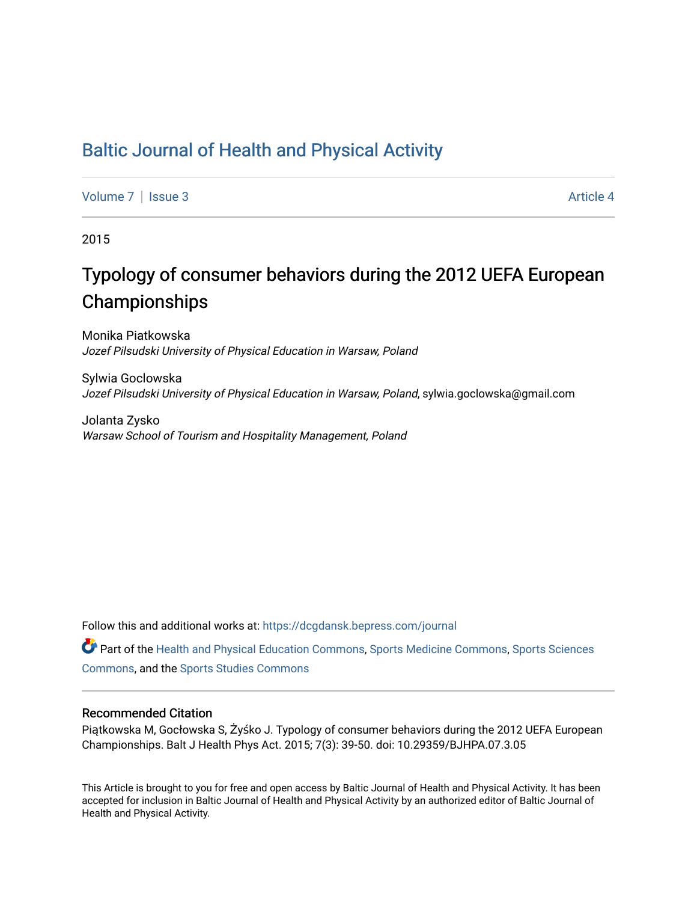# Baltic Journal of Health and Physical Activity

Volume 7 | Issue 3 Article 4

2015

## Typology of consumer behaviors during the 2012 UEFA European Championships

Monika Piatkowska
*Jozef Pilsudski University of Physical Education in Warsaw, Poland*

Sylwia Goclowska
*Jozef Pilsudski University of Physical Education in Warsaw, Poland*, sylwia.goclowska@gmail.com

Jolanta Zysko
*Warsaw School of Tourism and Hospitality Management, Poland*

Follow this and additional works at: https://dcgdansk.bepress.com/journal

Part of the Health and Physical Education Commons, Sports Medicine Commons, Sports Sciences Commons, and the Sports Studies Commons

### Recommended Citation

Piątkowska M, Gocłowska S, Żyśko J. Typology of consumer behaviors during the 2012 UEFA European Championships. Balt J Health Phys Act. 2015; 7(3): 39-50. doi: 10.29359/BJHPA.07.3.05

This Article is brought to you for free and open access by Baltic Journal of Health and Physical Activity. It has been accepted for inclusion in Baltic Journal of Health and Physical Activity by an authorized editor of Baltic Journal of Health and Physical Activity.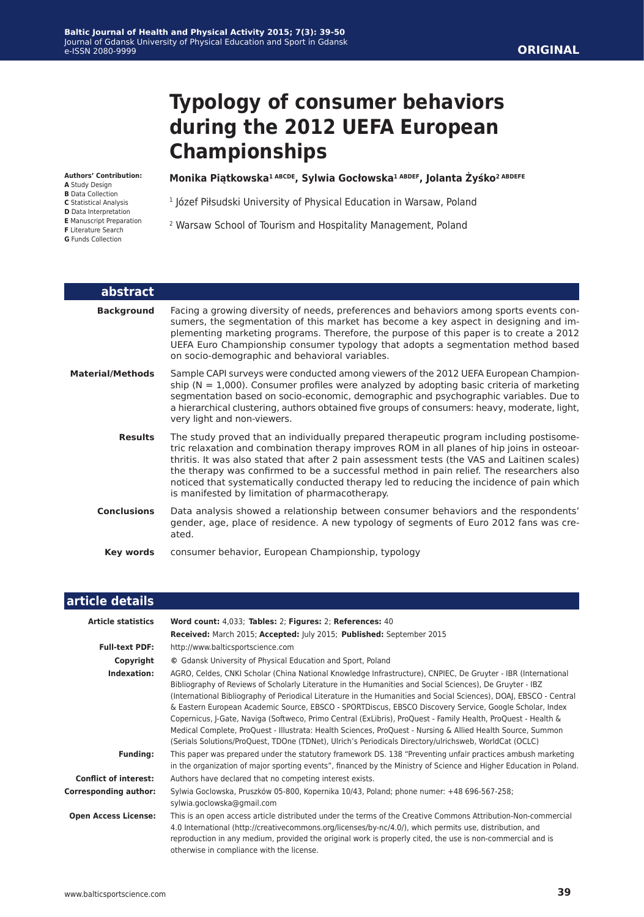# Typology of consumer behaviors during the 2012 UEFA European Championships

**Authors' Contribution:**
**A** Study Design
**B** Data Collection
**C** Statistical Analysis
**D** Data Interpretation
**E** Manuscript Preparation
**F** Literature Search
**G** Funds Collection

**Monika Piątkowska[1 ABCDE], Sylwia Gocłowska[1 ABDEF], Jolanta Żyśko[2 ABDEFE]**

[1] Józef Piłsudski University of Physical Education in Warsaw, Poland

[2] Warsaw School of Tourism and Hospitality Management, Poland

## abstract

**Background** Facing a growing diversity of needs, preferences and behaviors among sports events consumers, the segmentation of this market has become a key aspect in designing and implementing marketing programs. Therefore, the purpose of this paper is to create a 2012 UEFA Euro Championship consumer typology that adopts a segmentation method based on socio-demographic and behavioral variables.

**Material/Methods** Sample CAPI surveys were conducted among viewers of the 2012 UEFA European Championship (N = 1,000). Consumer profiles were analyzed by adopting basic criteria of marketing segmentation based on socio-economic, demographic and psychographic variables. Due to a hierarchical clustering, authors obtained five groups of consumers: heavy, moderate, light, very light and non-viewers.

**Results** The study proved that an individually prepared therapeutic program including postisometric relaxation and combination therapy improves ROM in all planes of hip joins in osteoarthritis. It was also stated that after 2 pain assessment tests (the VAS and Laitinen scales) the therapy was confirmed to be a successful method in pain relief. The researchers also noticed that systematically conducted therapy led to reducing the incidence of pain which is manifested by limitation of pharmacotherapy.

**Conclusions** Data analysis showed a relationship between consumer behaviors and the respondents' gender, age, place of residence. A new typology of segments of Euro 2012 fans was created.

**Key words** consumer behavior, European Championship, typology

## article details

**Article statistics** **Word count:** 4,033; **Tables:** 2; **Figures:** 2; **References:** 40
**Received:** March 2015; **Accepted:** July 2015; **Published:** September 2015

**Full-text PDF:** http://www.balticsportscience.com

**Copyright** © Gdansk University of Physical Education and Sport, Poland

**Indexation:** AGRO, Celdes, CNKI Scholar (China National Knowledge Infrastructure), CNPIEC, De Gruyter - IBR (International Bibliography of Reviews of Scholarly Literature in the Humanities and Social Sciences), De Gruyter - IBZ (International Bibliography of Periodical Literature in the Humanities and Social Sciences), DOAJ, EBSCO - Central & Eastern European Academic Source, EBSCO - SPORTDiscus, EBSCO Discovery Service, Google Scholar, Index Copernicus, J-Gate, Naviga (Softweco, Primo Central (ExLibris), ProQuest - Family Health, ProQuest - Health & Medical Complete, ProQuest - Illustrata: Health Sciences, ProQuest - Nursing & Allied Health Source, Summon (Serials Solutions/ProQuest, TDOne (TDNet), Ulrich's Periodicals Directory/ulrichsweb, WorldCat (OCLC)

**Funding:** This paper was prepared under the statutory framework DS. 138 "Preventing unfair practices ambush marketing in the organization of major sporting events", financed by the Ministry of Science and Higher Education in Poland.

**Conflict of interest:** Authors have declared that no competing interest exists.

**Corresponding author:** Sylwia Goclowska, Pruszków 05-800, Kopernika 10/43, Poland; phone numer: +48 696-567-258; sylwia.goclowska@gmail.com

**Open Access License:** This is an open access article distributed under the terms of the Creative Commons Attribution-Non-commercial 4.0 International (http://creativecommons.org/licenses/by-nc/4.0/), which permits use, distribution, and reproduction in any medium, provided the original work is properly cited, the use is non-commercial and is otherwise in compliance with the license.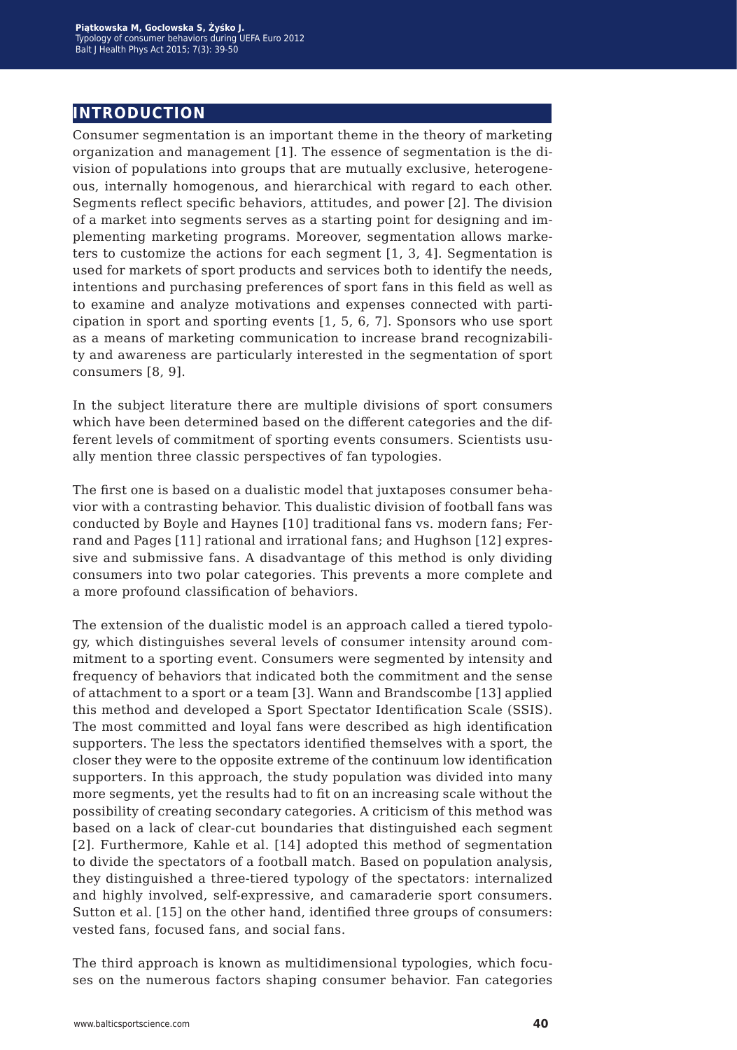## INTRODUCTION

Consumer segmentation is an important theme in the theory of marketing organization and management [1]. The essence of segmentation is the division of populations into groups that are mutually exclusive, heterogeneous, internally homogenous, and hierarchical with regard to each other. Segments reflect specific behaviors, attitudes, and power [2]. The division of a market into segments serves as a starting point for designing and implementing marketing programs. Moreover, segmentation allows marketers to customize the actions for each segment [1, 3, 4]. Segmentation is used for markets of sport products and services both to identify the needs, intentions and purchasing preferences of sport fans in this field as well as to examine and analyze motivations and expenses connected with participation in sport and sporting events [1, 5, 6, 7]. Sponsors who use sport as a means of marketing communication to increase brand recognizability and awareness are particularly interested in the segmentation of sport consumers [8, 9].

In the subject literature there are multiple divisions of sport consumers which have been determined based on the different categories and the different levels of commitment of sporting events consumers. Scientists usually mention three classic perspectives of fan typologies.

The first one is based on a dualistic model that juxtaposes consumer behavior with a contrasting behavior. This dualistic division of football fans was conducted by Boyle and Haynes [10] traditional fans vs. modern fans; Ferrand and Pages [11] rational and irrational fans; and Hughson [12] expressive and submissive fans. A disadvantage of this method is only dividing consumers into two polar categories. This prevents a more complete and a more profound classification of behaviors.

The extension of the dualistic model is an approach called a tiered typology, which distinguishes several levels of consumer intensity around commitment to a sporting event. Consumers were segmented by intensity and frequency of behaviors that indicated both the commitment and the sense of attachment to a sport or a team [3]. Wann and Brandscombe [13] applied this method and developed a Sport Spectator Identification Scale (SSIS). The most committed and loyal fans were described as high identification supporters. The less the spectators identified themselves with a sport, the closer they were to the opposite extreme of the continuum low identification supporters. In this approach, the study population was divided into many more segments, yet the results had to fit on an increasing scale without the possibility of creating secondary categories. A criticism of this method was based on a lack of clear-cut boundaries that distinguished each segment [2]. Furthermore, Kahle et al. [14] adopted this method of segmentation to divide the spectators of a football match. Based on population analysis, they distinguished a three-tiered typology of the spectators: internalized and highly involved, self-expressive, and camaraderie sport consumers. Sutton et al. [15] on the other hand, identified three groups of consumers: vested fans, focused fans, and social fans.

The third approach is known as multidimensional typologies, which focuses on the numerous factors shaping consumer behavior. Fan categories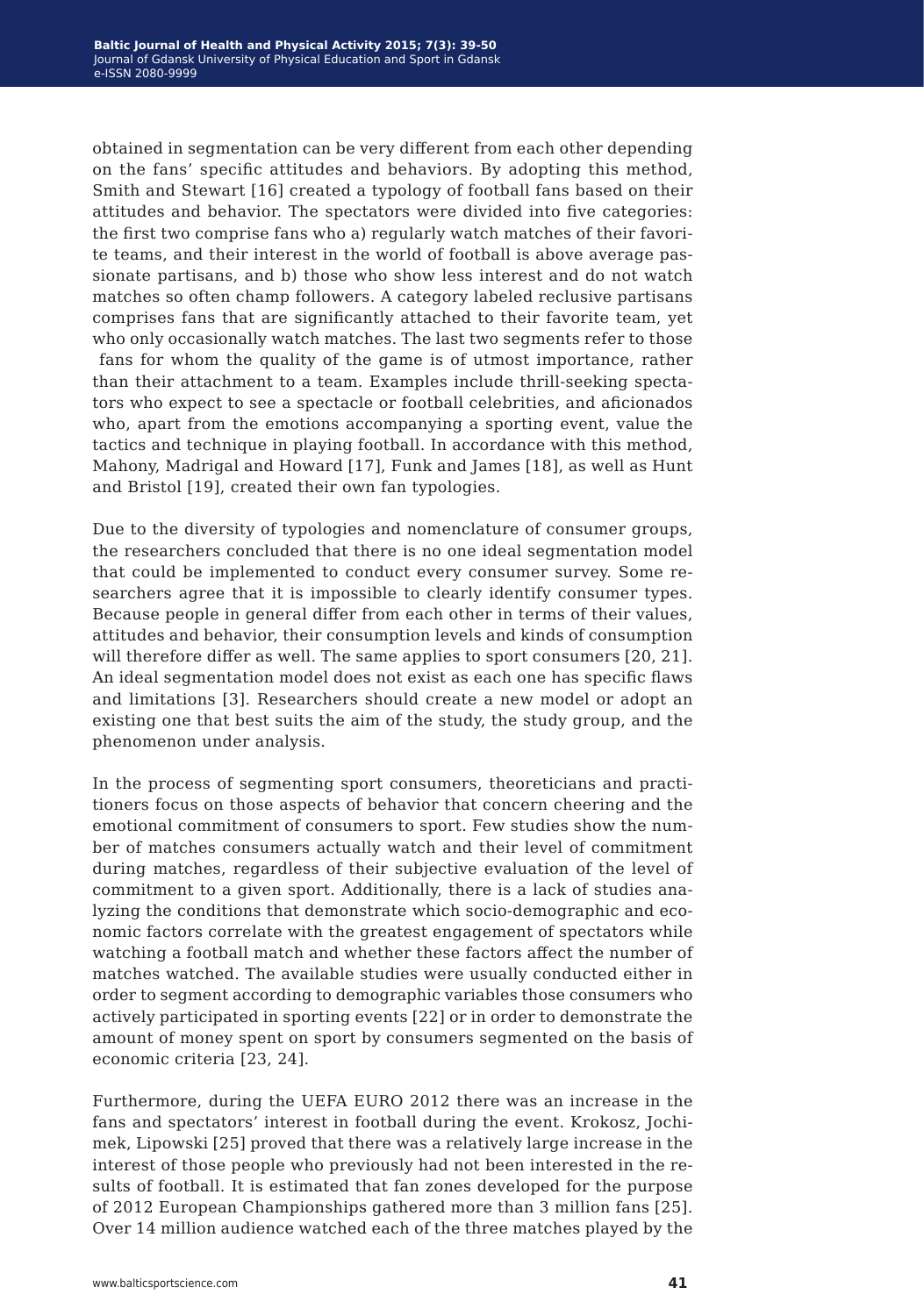obtained in segmentation can be very different from each other depending on the fans' specific attitudes and behaviors. By adopting this method, Smith and Stewart [16] created a typology of football fans based on their attitudes and behavior. The spectators were divided into five categories: the first two comprise fans who a) regularly watch matches of their favorite teams, and their interest in the world of football is above average passionate partisans, and b) those who show less interest and do not watch matches so often champ followers. A category labeled reclusive partisans comprises fans that are significantly attached to their favorite team, yet who only occasionally watch matches. The last two segments refer to those fans for whom the quality of the game is of utmost importance, rather than their attachment to a team. Examples include thrill-seeking spectators who expect to see a spectacle or football celebrities, and aficionados who, apart from the emotions accompanying a sporting event, value the tactics and technique in playing football. In accordance with this method, Mahony, Madrigal and Howard [17], Funk and James [18], as well as Hunt and Bristol [19], created their own fan typologies.

Due to the diversity of typologies and nomenclature of consumer groups, the researchers concluded that there is no one ideal segmentation model that could be implemented to conduct every consumer survey. Some researchers agree that it is impossible to clearly identify consumer types. Because people in general differ from each other in terms of their values, attitudes and behavior, their consumption levels and kinds of consumption will therefore differ as well. The same applies to sport consumers [20, 21]. An ideal segmentation model does not exist as each one has specific flaws and limitations [3]. Researchers should create a new model or adopt an existing one that best suits the aim of the study, the study group, and the phenomenon under analysis.

In the process of segmenting sport consumers, theoreticians and practitioners focus on those aspects of behavior that concern cheering and the emotional commitment of consumers to sport. Few studies show the number of matches consumers actually watch and their level of commitment during matches, regardless of their subjective evaluation of the level of commitment to a given sport. Additionally, there is a lack of studies analyzing the conditions that demonstrate which socio-demographic and economic factors correlate with the greatest engagement of spectators while watching a football match and whether these factors affect the number of matches watched. The available studies were usually conducted either in order to segment according to demographic variables those consumers who actively participated in sporting events [22] or in order to demonstrate the amount of money spent on sport by consumers segmented on the basis of economic criteria [23, 24].

Furthermore, during the UEFA EURO 2012 there was an increase in the fans and spectators' interest in football during the event. Krokosz, Jochimek, Lipowski [25] proved that there was a relatively large increase in the interest of those people who previously had not been interested in the results of football. It is estimated that fan zones developed for the purpose of 2012 European Championships gathered more than 3 million fans [25]. Over 14 million audience watched each of the three matches played by the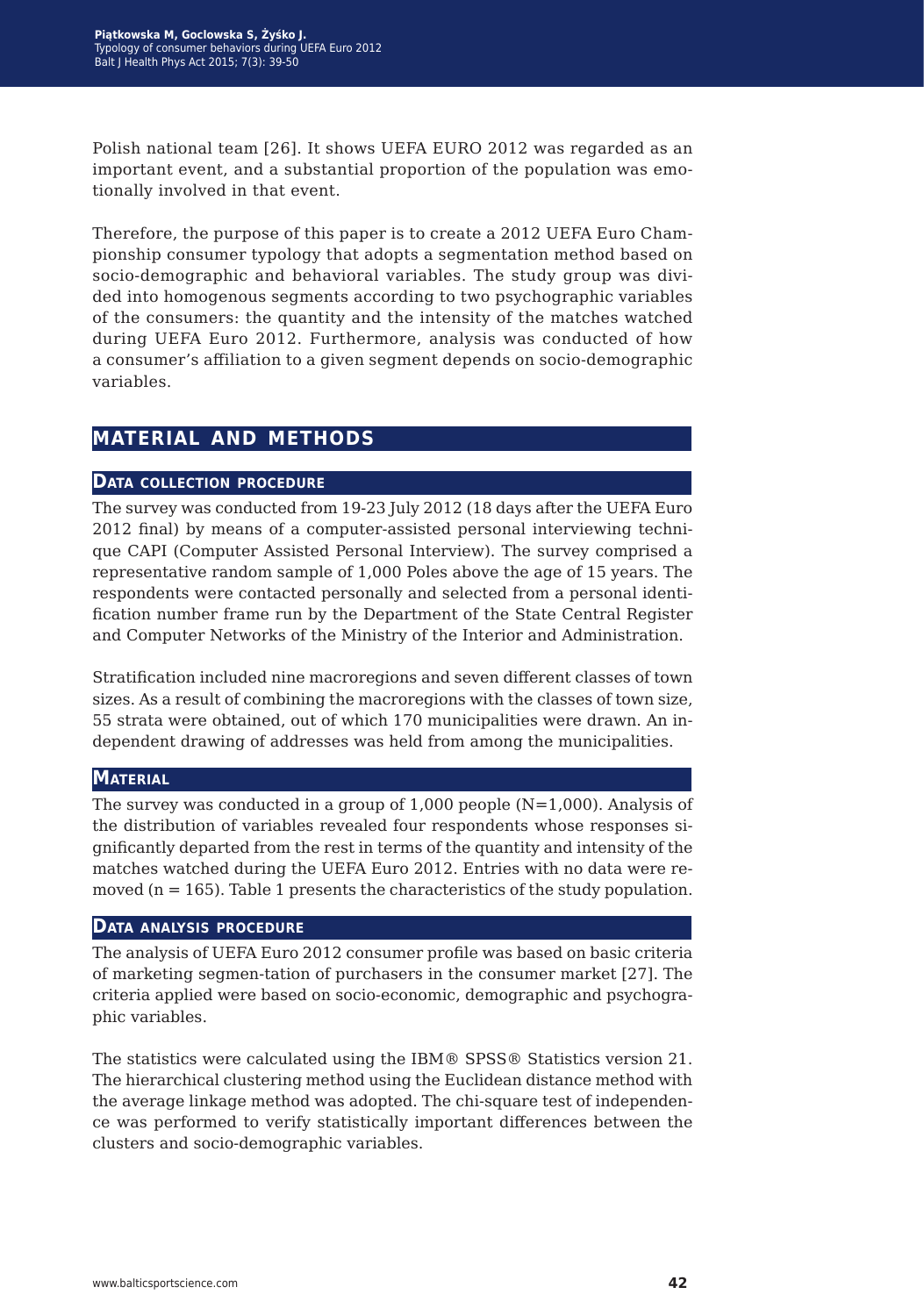Polish national team [26]. It shows UEFA EURO 2012 was regarded as an important event, and a substantial proportion of the population was emotionally involved in that event.

Therefore, the purpose of this paper is to create a 2012 UEFA Euro Championship consumer typology that adopts a segmentation method based on socio-demographic and behavioral variables. The study group was divided into homogenous segments according to two psychographic variables of the consumers: the quantity and the intensity of the matches watched during UEFA Euro 2012. Furthermore, analysis was conducted of how a consumer's affiliation to a given segment depends on socio-demographic variables.

## MATERIAL AND METHODS

### Data collection procedure

The survey was conducted from 19-23 July 2012 (18 days after the UEFA Euro 2012 final) by means of a computer-assisted personal interviewing technique CAPI (Computer Assisted Personal Interview). The survey comprised a representative random sample of 1,000 Poles above the age of 15 years. The respondents were contacted personally and selected from a personal identification number frame run by the Department of the State Central Register and Computer Networks of the Ministry of the Interior and Administration.

Stratification included nine macroregions and seven different classes of town sizes. As a result of combining the macroregions with the classes of town size, 55 strata were obtained, out of which 170 municipalities were drawn. An independent drawing of addresses was held from among the municipalities.

### Material

The survey was conducted in a group of 1,000 people (N=1,000). Analysis of the distribution of variables revealed four respondents whose responses significantly departed from the rest in terms of the quantity and intensity of the matches watched during the UEFA Euro 2012. Entries with no data were removed (n = 165). Table 1 presents the characteristics of the study population.

### Data analysis procedure

The analysis of UEFA Euro 2012 consumer profile was based on basic criteria of marketing segmen-tation of purchasers in the consumer market [27]. The criteria applied were based on socio-economic, demographic and psychographic variables.

The statistics were calculated using the IBM® SPSS® Statistics version 21. The hierarchical clustering method using the Euclidean distance method with the average linkage method was adopted. The chi-square test of independence was performed to verify statistically important differences between the clusters and socio-demographic variables.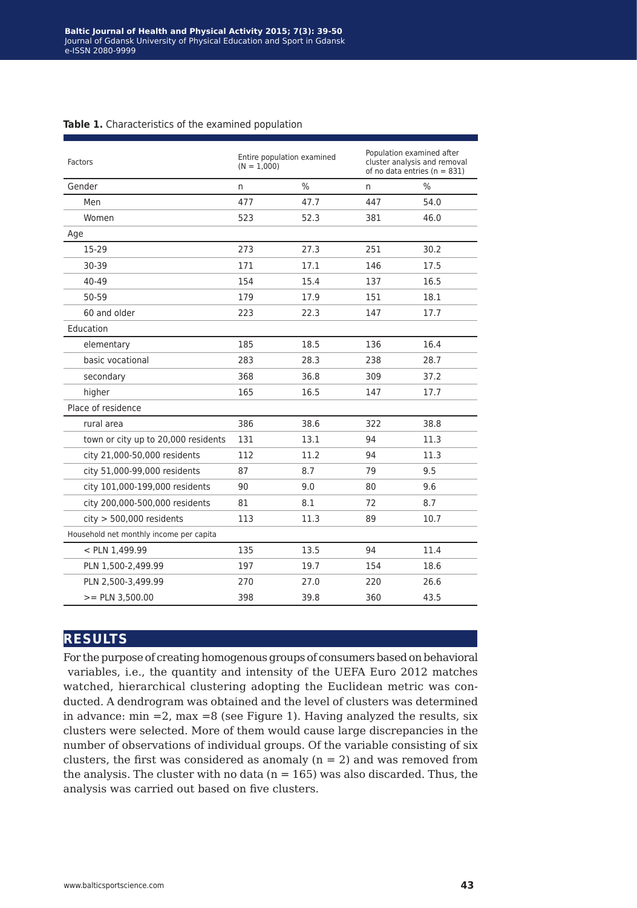**Table 1.** Characteristics of the examined population

| Factors | Entire population examined (N = 1,000) | | Population examined after cluster analysis and removal of no data entries (n = 831) | |
|---|---|---|---|---|
| Gender | n | % | n | % |
| Men | 477 | 47.7 | 447 | 54.0 |
| Women | 523 | 52.3 | 381 | 46.0 |
| Age | | | | |
| 15-29 | 273 | 27.3 | 251 | 30.2 |
| 30-39 | 171 | 17.1 | 146 | 17.5 |
| 40-49 | 154 | 15.4 | 137 | 16.5 |
| 50-59 | 179 | 17.9 | 151 | 18.1 |
| 60 and older | 223 | 22.3 | 147 | 17.7 |
| Education | | | | |
| elementary | 185 | 18.5 | 136 | 16.4 |
| basic vocational | 283 | 28.3 | 238 | 28.7 |
| secondary | 368 | 36.8 | 309 | 37.2 |
| higher | 165 | 16.5 | 147 | 17.7 |
| Place of residence | | | | |
| rural area | 386 | 38.6 | 322 | 38.8 |
| town or city up to 20,000 residents | 131 | 13.1 | 94 | 11.3 |
| city 21,000-50,000 residents | 112 | 11.2 | 94 | 11.3 |
| city 51,000-99,000 residents | 87 | 8.7 | 79 | 9.5 |
| city 101,000-199,000 residents | 90 | 9.0 | 80 | 9.6 |
| city 200,000-500,000 residents | 81 | 8.1 | 72 | 8.7 |
| city > 500,000 residents | 113 | 11.3 | 89 | 10.7 |
| Household net monthly income per capita | | | | |
| < PLN 1,499.99 | 135 | 13.5 | 94 | 11.4 |
| PLN 1,500-2,499.99 | 197 | 19.7 | 154 | 18.6 |
| PLN 2,500-3,499.99 | 270 | 27.0 | 220 | 26.6 |
| >= PLN 3,500.00 | 398 | 39.8 | 360 | 43.5 |

## RESULTS

For the purpose of creating homogenous groups of consumers based on behavioral variables, i.e., the quantity and intensity of the UEFA Euro 2012 matches watched, hierarchical clustering adopting the Euclidean metric was conducted. A dendrogram was obtained and the level of clusters was determined in advance: min =2, max =8 (see Figure 1). Having analyzed the results, six clusters were selected. More of them would cause large discrepancies in the number of observations of individual groups. Of the variable consisting of six clusters, the first was considered as anomaly (n = 2) and was removed from the analysis. The cluster with no data (n = 165) was also discarded. Thus, the analysis was carried out based on five clusters.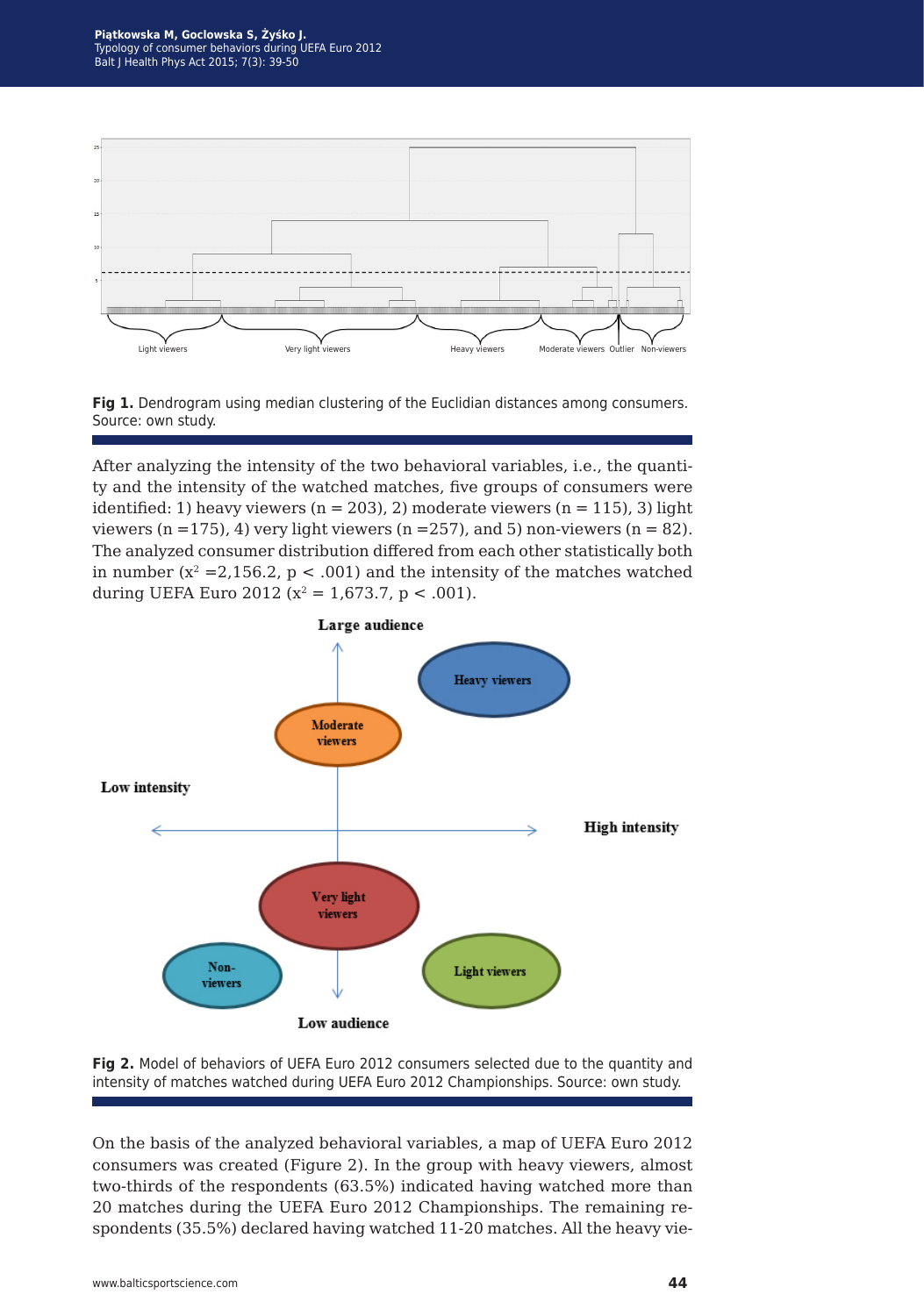**Fig 1.** Dendrogram using median clustering of the Euclidian distances among consumers. Source: own study.

After analyzing the intensity of the two behavioral variables, i.e., the quantity and the intensity of the watched matches, five groups of consumers were identified: 1) heavy viewers (n = 203), 2) moderate viewers (n = 115), 3) light viewers (n =175), 4) very light viewers (n =257), and 5) non-viewers (n = 82). The analyzed consumer distribution differed from each other statistically both in number ($x^2$ =2,156.2, p < .001) and the intensity of the matches watched during UEFA Euro 2012 ($x^2$ = 1,673.7, p < .001).

**Fig 2.** Model of behaviors of UEFA Euro 2012 consumers selected due to the quantity and intensity of matches watched during UEFA Euro 2012 Championships. Source: own study.

On the basis of the analyzed behavioral variables, a map of UEFA Euro 2012 consumers was created (Figure 2). In the group with heavy viewers, almost two-thirds of the respondents (63.5%) indicated having watched more than 20 matches during the UEFA Euro 2012 Championships. The remaining respondents (35.5%) declared having watched 11-20 matches. All the heavy vie-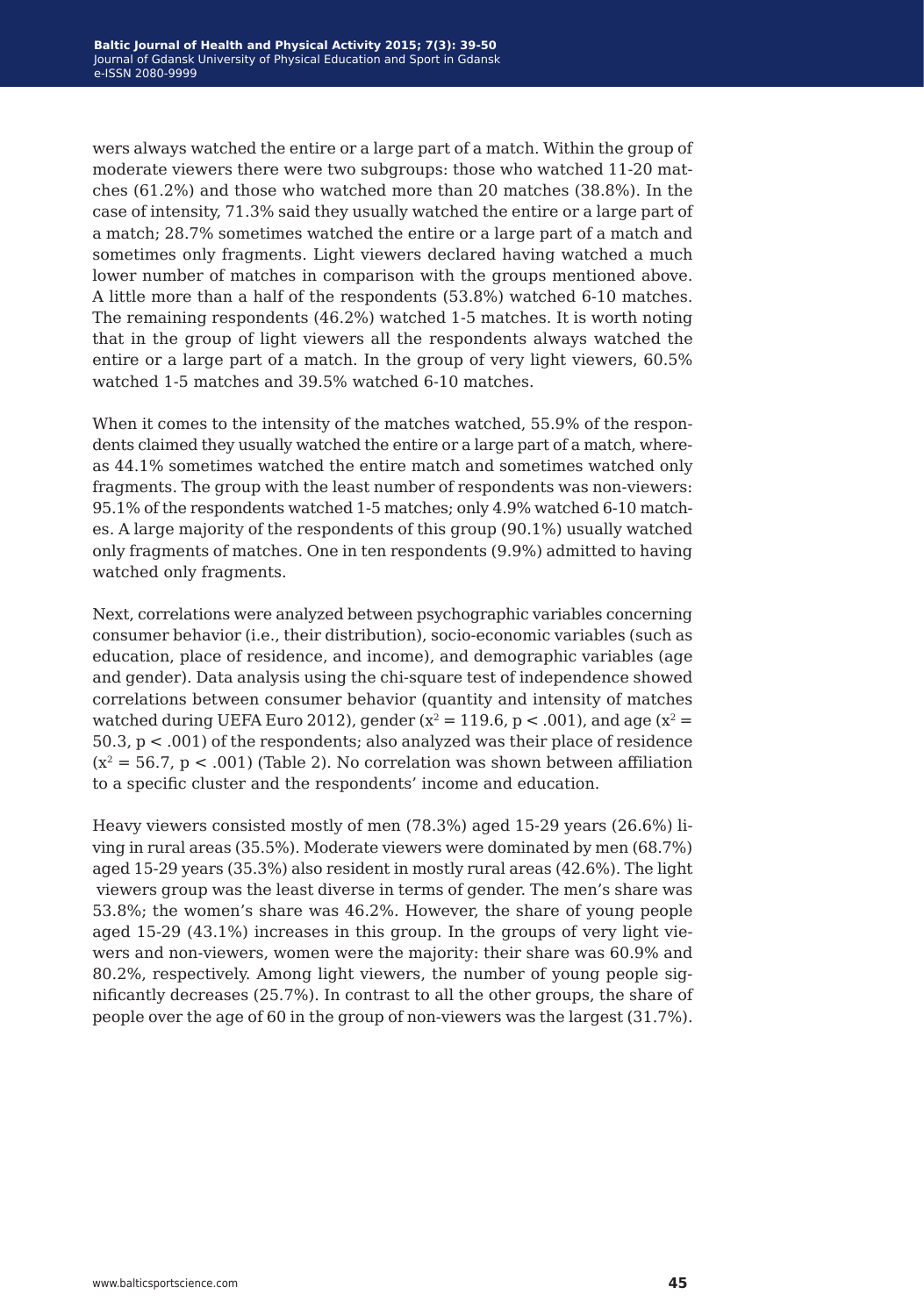wers always watched the entire or a large part of a match. Within the group of moderate viewers there were two subgroups: those who watched 11-20 matches (61.2%) and those who watched more than 20 matches (38.8%). In the case of intensity, 71.3% said they usually watched the entire or a large part of a match; 28.7% sometimes watched the entire or a large part of a match and sometimes only fragments. Light viewers declared having watched a much lower number of matches in comparison with the groups mentioned above. A little more than a half of the respondents (53.8%) watched 6-10 matches. The remaining respondents (46.2%) watched 1-5 matches. It is worth noting that in the group of light viewers all the respondents always watched the entire or a large part of a match. In the group of very light viewers, 60.5% watched 1-5 matches and 39.5% watched 6-10 matches.

When it comes to the intensity of the matches watched, 55.9% of the respondents claimed they usually watched the entire or a large part of a match, whereas 44.1% sometimes watched the entire match and sometimes watched only fragments. The group with the least number of respondents was non-viewers: 95.1% of the respondents watched 1-5 matches; only 4.9% watched 6-10 matches. A large majority of the respondents of this group (90.1%) usually watched only fragments of matches. One in ten respondents (9.9%) admitted to having watched only fragments.

Next, correlations were analyzed between psychographic variables concerning consumer behavior (i.e., their distribution), socio-economic variables (such as education, place of residence, and income), and demographic variables (age and gender). Data analysis using the chi-square test of independence showed correlations between consumer behavior (quantity and intensity of matches watched during UEFA Euro 2012), gender ($x^2 = 119.6$, $p < .001$), and age ($x^2 = 50.3$, $p < .001$) of the respondents; also analyzed was their place of residence ($x^2 = 56.7$, $p < .001$) (Table 2). No correlation was shown between affiliation to a specific cluster and the respondents' income and education.

Heavy viewers consisted mostly of men (78.3%) aged 15-29 years (26.6%) living in rural areas (35.5%). Moderate viewers were dominated by men (68.7%) aged 15-29 years (35.3%) also resident in mostly rural areas (42.6%). The light viewers group was the least diverse in terms of gender. The men's share was 53.8%; the women's share was 46.2%. However, the share of young people aged 15-29 (43.1%) increases in this group. In the groups of very light viewers and non-viewers, women were the majority: their share was 60.9% and 80.2%, respectively. Among light viewers, the number of young people significantly decreases (25.7%). In contrast to all the other groups, the share of people over the age of 60 in the group of non-viewers was the largest (31.7%).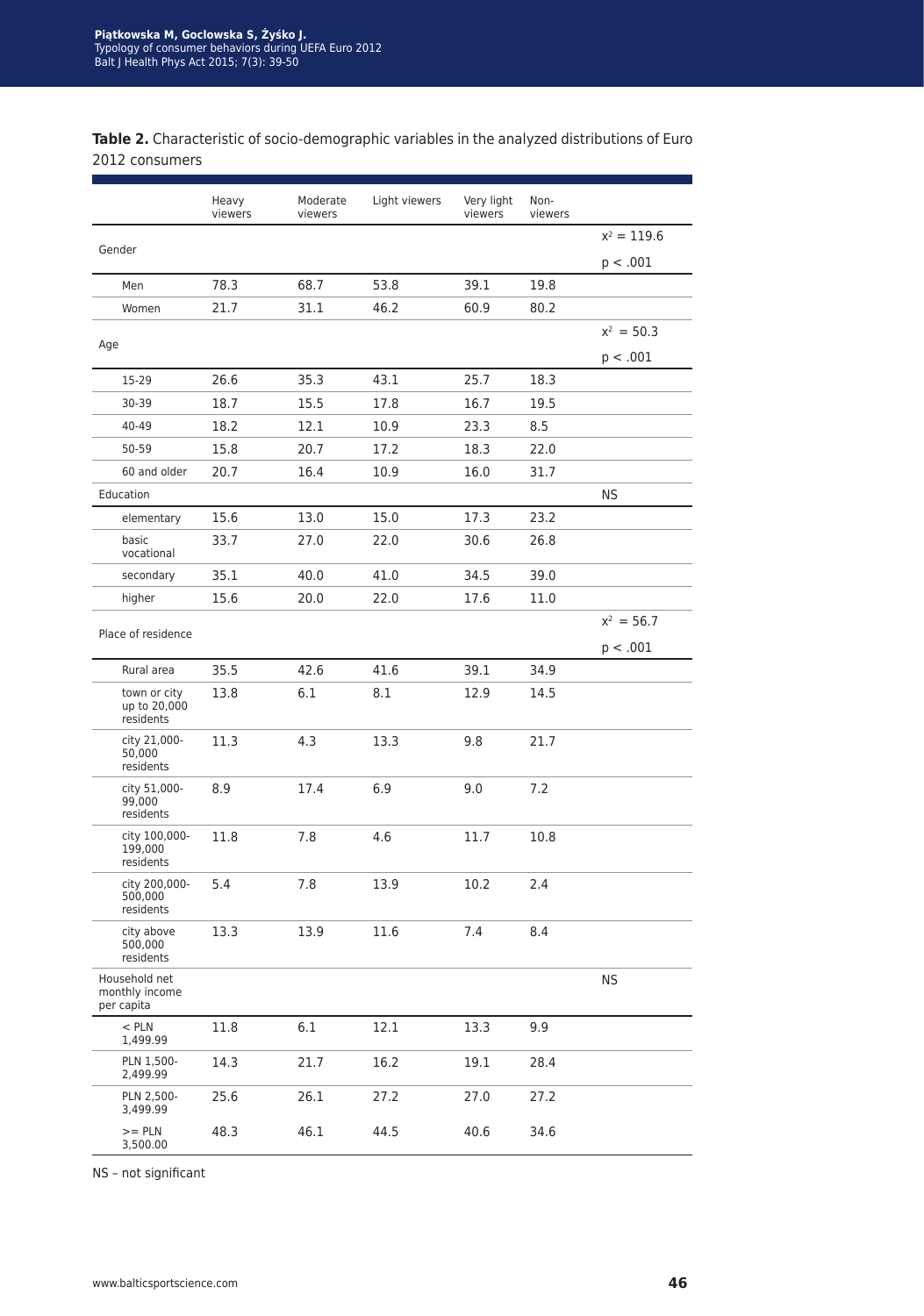**Table 2.** Characteristic of socio-demographic variables in the analyzed distributions of Euro 2012 consumers

| | Heavy viewers | Moderate viewers | Light viewers | Very light viewers | Non-viewers | |
|---|---|---|---|---|---|---|
| Gender | | | | | | $x^2 = 119.6$ $p < .001$ |
| Men | 78.3 | 68.7 | 53.8 | 39.1 | 19.8 | |
| Women | 21.7 | 31.1 | 46.2 | 60.9 | 80.2 | |
| Age | | | | | | $x^2 = 50.3$ $p < .001$ |
| 15-29 | 26.6 | 35.3 | 43.1 | 25.7 | 18.3 | |
| 30-39 | 18.7 | 15.5 | 17.8 | 16.7 | 19.5 | |
| 40-49 | 18.2 | 12.1 | 10.9 | 23.3 | 8.5 | |
| 50-59 | 15.8 | 20.7 | 17.2 | 18.3 | 22.0 | |
| 60 and older | 20.7 | 16.4 | 10.9 | 16.0 | 31.7 | |
| Education | | | | | | NS |
| elementary | 15.6 | 13.0 | 15.0 | 17.3 | 23.2 | |
| basic vocational | 33.7 | 27.0 | 22.0 | 30.6 | 26.8 | |
| secondary | 35.1 | 40.0 | 41.0 | 34.5 | 39.0 | |
| higher | 15.6 | 20.0 | 22.0 | 17.6 | 11.0 | |
| Place of residence | | | | | | $x^2 = 56.7$ $p < .001$ |
| Rural area | 35.5 | 42.6 | 41.6 | 39.1 | 34.9 | |
| town or city up to 20,000 residents | 13.8 | 6.1 | 8.1 | 12.9 | 14.5 | |
| city 21,000-50,000 residents | 11.3 | 4.3 | 13.3 | 9.8 | 21.7 | |
| city 51,000-99,000 residents | 8.9 | 17.4 | 6.9 | 9.0 | 7.2 | |
| city 100,000-199,000 residents | 11.8 | 7.8 | 4.6 | 11.7 | 10.8 | |
| city 200,000-500,000 residents | 5.4 | 7.8 | 13.9 | 10.2 | 2.4 | |
| city above 500,000 residents | 13.3 | 13.9 | 11.6 | 7.4 | 8.4 | |
| Household net monthly income per capita | | | | | | NS |
| < PLN 1,499.99 | 11.8 | 6.1 | 12.1 | 13.3 | 9.9 | |
| PLN 1,500-2,499.99 | 14.3 | 21.7 | 16.2 | 19.1 | 28.4 | |
| PLN 2,500-3,499.99 | 25.6 | 26.1 | 27.2 | 27.0 | 27.2 | |
| >= PLN 3,500.00 | 48.3 | 46.1 | 44.5 | 40.6 | 34.6 | |

NS – not significant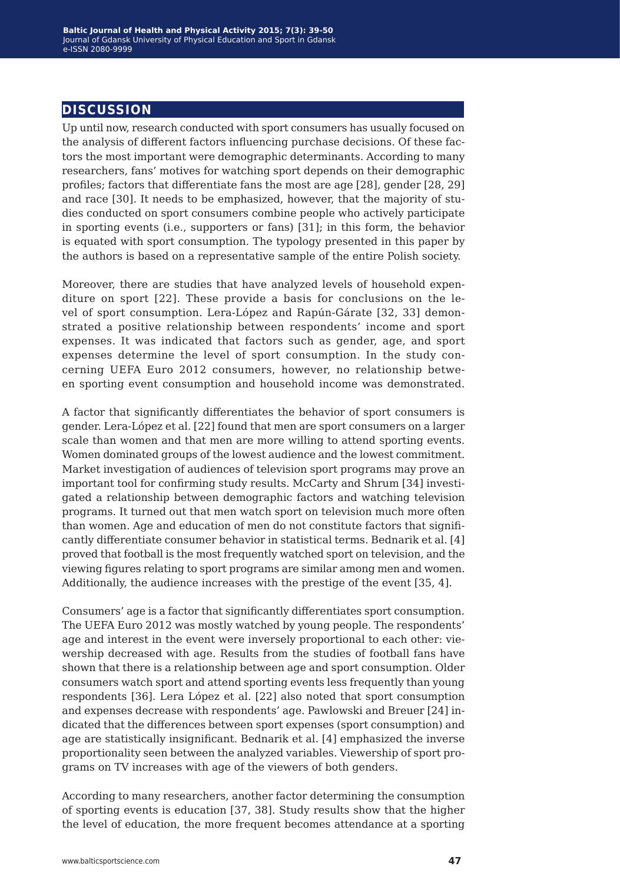## DISCUSSION

Up until now, research conducted with sport consumers has usually focused on the analysis of different factors influencing purchase decisions. Of these factors the most important were demographic determinants. According to many researchers, fans' motives for watching sport depends on their demographic profiles; factors that differentiate fans the most are age [28], gender [28, 29] and race [30]. It needs to be emphasized, however, that the majority of studies conducted on sport consumers combine people who actively participate in sporting events (i.e., supporters or fans) [31]; in this form, the behavior is equated with sport consumption. The typology presented in this paper by the authors is based on a representative sample of the entire Polish society.

Moreover, there are studies that have analyzed levels of household expenditure on sport [22]. These provide a basis for conclusions on the level of sport consumption. Lera-López and Rapún-Gárate [32, 33] demonstrated a positive relationship between respondents' income and sport expenses. It was indicated that factors such as gender, age, and sport expenses determine the level of sport consumption. In the study concerning UEFA Euro 2012 consumers, however, no relationship between sporting event consumption and household income was demonstrated.

A factor that significantly differentiates the behavior of sport consumers is gender. Lera-López et al. [22] found that men are sport consumers on a larger scale than women and that men are more willing to attend sporting events. Women dominated groups of the lowest audience and the lowest commitment. Market investigation of audiences of television sport programs may prove an important tool for confirming study results. McCarty and Shrum [34] investigated a relationship between demographic factors and watching television programs. It turned out that men watch sport on television much more often than women. Age and education of men do not constitute factors that significantly differentiate consumer behavior in statistical terms. Bednarik et al. [4] proved that football is the most frequently watched sport on television, and the viewing figures relating to sport programs are similar among men and women. Additionally, the audience increases with the prestige of the event [35, 4].

Consumers' age is a factor that significantly differentiates sport consumption. The UEFA Euro 2012 was mostly watched by young people. The respondents' age and interest in the event were inversely proportional to each other: viewership decreased with age. Results from the studies of football fans have shown that there is a relationship between age and sport consumption. Older consumers watch sport and attend sporting events less frequently than young respondents [36]. Lera López et al. [22] also noted that sport consumption and expenses decrease with respondents' age. Pawlowski and Breuer [24] indicated that the differences between sport expenses (sport consumption) and age are statistically insignificant. Bednarik et al. [4] emphasized the inverse proportionality seen between the analyzed variables. Viewership of sport programs on TV increases with age of the viewers of both genders.

According to many researchers, another factor determining the consumption of sporting events is education [37, 38]. Study results show that the higher the level of education, the more frequent becomes attendance at a sporting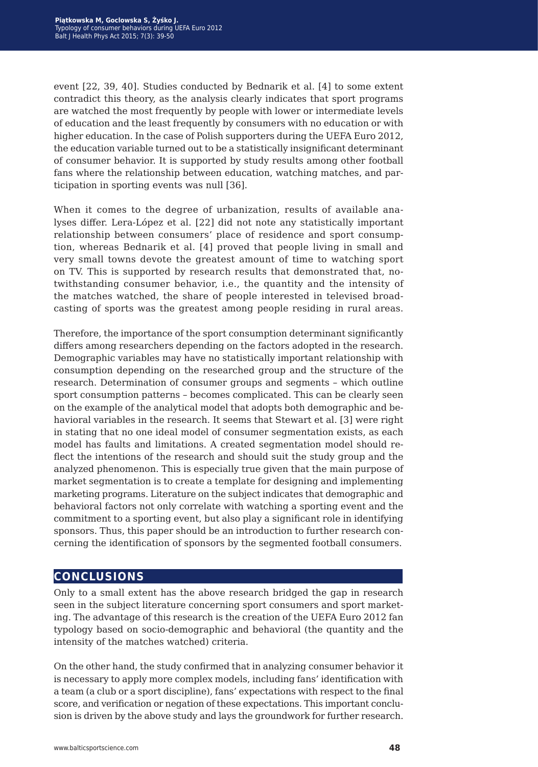event [22, 39, 40]. Studies conducted by Bednarik et al. [4] to some extent contradict this theory, as the analysis clearly indicates that sport programs are watched the most frequently by people with lower or intermediate levels of education and the least frequently by consumers with no education or with higher education. In the case of Polish supporters during the UEFA Euro 2012, the education variable turned out to be a statistically insignificant determinant of consumer behavior. It is supported by study results among other football fans where the relationship between education, watching matches, and participation in sporting events was null [36].

When it comes to the degree of urbanization, results of available analyses differ. Lera-López et al. [22] did not note any statistically important relationship between consumers' place of residence and sport consumption, whereas Bednarik et al. [4] proved that people living in small and very small towns devote the greatest amount of time to watching sport on TV. This is supported by research results that demonstrated that, notwithstanding consumer behavior, i.e., the quantity and the intensity of the matches watched, the share of people interested in televised broadcasting of sports was the greatest among people residing in rural areas.

Therefore, the importance of the sport consumption determinant significantly differs among researchers depending on the factors adopted in the research. Demographic variables may have no statistically important relationship with consumption depending on the researched group and the structure of the research. Determination of consumer groups and segments – which outline sport consumption patterns – becomes complicated. This can be clearly seen on the example of the analytical model that adopts both demographic and behavioral variables in the research. It seems that Stewart et al. [3] were right in stating that no one ideal model of consumer segmentation exists, as each model has faults and limitations. A created segmentation model should reflect the intentions of the research and should suit the study group and the analyzed phenomenon. This is especially true given that the main purpose of market segmentation is to create a template for designing and implementing marketing programs. Literature on the subject indicates that demographic and behavioral factors not only correlate with watching a sporting event and the commitment to a sporting event, but also play a significant role in identifying sponsors. Thus, this paper should be an introduction to further research concerning the identification of sponsors by the segmented football consumers.

## CONCLUSIONS

Only to a small extent has the above research bridged the gap in research seen in the subject literature concerning sport consumers and sport marketing. The advantage of this research is the creation of the UEFA Euro 2012 fan typology based on socio-demographic and behavioral (the quantity and the intensity of the matches watched) criteria.

On the other hand, the study confirmed that in analyzing consumer behavior it is necessary to apply more complex models, including fans' identification with a team (a club or a sport discipline), fans' expectations with respect to the final score, and verification or negation of these expectations. This important conclusion is driven by the above study and lays the groundwork for further research.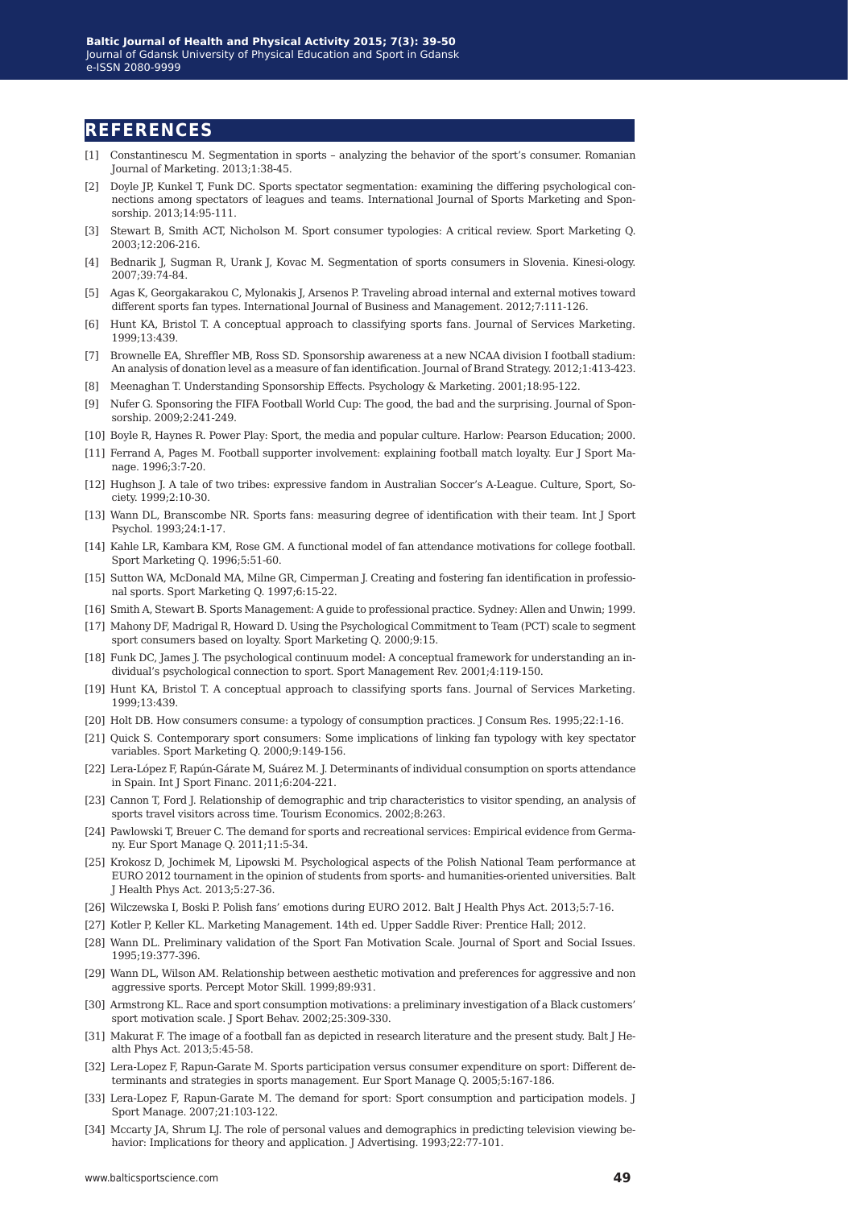## REFERENCES

[1] Constantinescu M. Segmentation in sports – analyzing the behavior of the sport's consumer. Romanian Journal of Marketing. 2013;1:38-45.

[2] Doyle JP, Kunkel T, Funk DC. Sports spectator segmentation: examining the differing psychological connections among spectators of leagues and teams. International Journal of Sports Marketing and Sponsorship. 2013;14:95-111.

[3] Stewart B, Smith ACT, Nicholson M. Sport consumer typologies: A critical review. Sport Marketing Q. 2003;12:206-216.

[4] Bednarik J, Sugman R, Urank J, Kovac M. Segmentation of sports consumers in Slovenia. Kinesi-ology. 2007;39:74-84.

[5] Agas K, Georgakarakou C, Mylonakis J, Arsenos P. Traveling abroad internal and external motives toward different sports fan types. International Journal of Business and Management. 2012;7:111-126.

[6] Hunt KA, Bristol T. A conceptual approach to classifying sports fans. Journal of Services Marketing. 1999;13:439.

[7] Brownelle EA, Shreffler MB, Ross SD. Sponsorship awareness at a new NCAA division I football stadium: An analysis of donation level as a measure of fan identification. Journal of Brand Strategy. 2012;1:413-423.

[8] Meenaghan T. Understanding Sponsorship Effects. Psychology & Marketing. 2001;18:95-122.

[9] Nufer G. Sponsoring the FIFA Football World Cup: The good, the bad and the surprising. Journal of Sponsorship. 2009;2:241-249.

[10] Boyle R, Haynes R. Power Play: Sport, the media and popular culture. Harlow: Pearson Education; 2000.

[11] Ferrand A, Pages M. Football supporter involvement: explaining football match loyalty. Eur J Sport Manage. 1996;3:7-20.

[12] Hughson J. A tale of two tribes: expressive fandom in Australian Soccer's A-League. Culture, Sport, Society. 1999;2:10-30.

[13] Wann DL, Branscombe NR. Sports fans: measuring degree of identification with their team. Int J Sport Psychol. 1993;24:1-17.

[14] Kahle LR, Kambara KM, Rose GM. A functional model of fan attendance motivations for college football. Sport Marketing Q. 1996;5:51-60.

[15] Sutton WA, McDonald MA, Milne GR, Cimperman J. Creating and fostering fan identification in professional sports. Sport Marketing Q. 1997;6:15-22.

[16] Smith A, Stewart B. Sports Management: A guide to professional practice. Sydney: Allen and Unwin; 1999.

[17] Mahony DF, Madrigal R, Howard D. Using the Psychological Commitment to Team (PCT) scale to segment sport consumers based on loyalty. Sport Marketing Q. 2000;9:15.

[18] Funk DC, James J. The psychological continuum model: A conceptual framework for understanding an individual's psychological connection to sport. Sport Management Rev. 2001;4:119-150.

[19] Hunt KA, Bristol T. A conceptual approach to classifying sports fans. Journal of Services Marketing. 1999;13:439.

[20] Holt DB. How consumers consume: a typology of consumption practices. J Consum Res. 1995;22:1-16.

[21] Quick S. Contemporary sport consumers: Some implications of linking fan typology with key spectator variables. Sport Marketing Q. 2000;9:149-156.

[22] Lera-López F, Rapún-Gárate M, Suárez M. J. Determinants of individual consumption on sports attendance in Spain. Int J Sport Financ. 2011;6:204-221.

[23] Cannon T, Ford J. Relationship of demographic and trip characteristics to visitor spending, an analysis of sports travel visitors across time. Tourism Economics. 2002;8:263.

[24] Pawlowski T, Breuer C. The demand for sports and recreational services: Empirical evidence from Germany. Eur Sport Manage Q. 2011;11:5-34.

[25] Krokosz D, Jochimek M, Lipowski M. Psychological aspects of the Polish National Team performance at EURO 2012 tournament in the opinion of students from sports- and humanities-oriented universities. Balt J Health Phys Act. 2013;5:27-36.

[26] Wilczewska I, Boski P. Polish fans' emotions during EURO 2012. Balt J Health Phys Act. 2013;5:7-16.

[27] Kotler P, Keller KL. Marketing Management. 14th ed. Upper Saddle River: Prentice Hall; 2012.

[28] Wann DL. Preliminary validation of the Sport Fan Motivation Scale. Journal of Sport and Social Issues. 1995;19:377-396.

[29] Wann DL, Wilson AM. Relationship between aesthetic motivation and preferences for aggressive and non aggressive sports. Percept Motor Skill. 1999;89:931.

[30] Armstrong KL. Race and sport consumption motivations: a preliminary investigation of a Black customers' sport motivation scale. J Sport Behav. 2002;25:309-330.

[31] Makurat F. The image of a football fan as depicted in research literature and the present study. Balt J Health Phys Act. 2013;5:45-58.

[32] Lera-Lopez F, Rapun-Garate M. Sports participation versus consumer expenditure on sport: Different determinants and strategies in sports management. Eur Sport Manage Q. 2005;5:167-186.

[33] Lera-Lopez F, Rapun-Garate M. The demand for sport: Sport consumption and participation models. J Sport Manage. 2007;21:103-122.

[34] Mccarty JA, Shrum LJ. The role of personal values and demographics in predicting television viewing behavior: Implications for theory and application. J Advertising. 1993;22:77-101.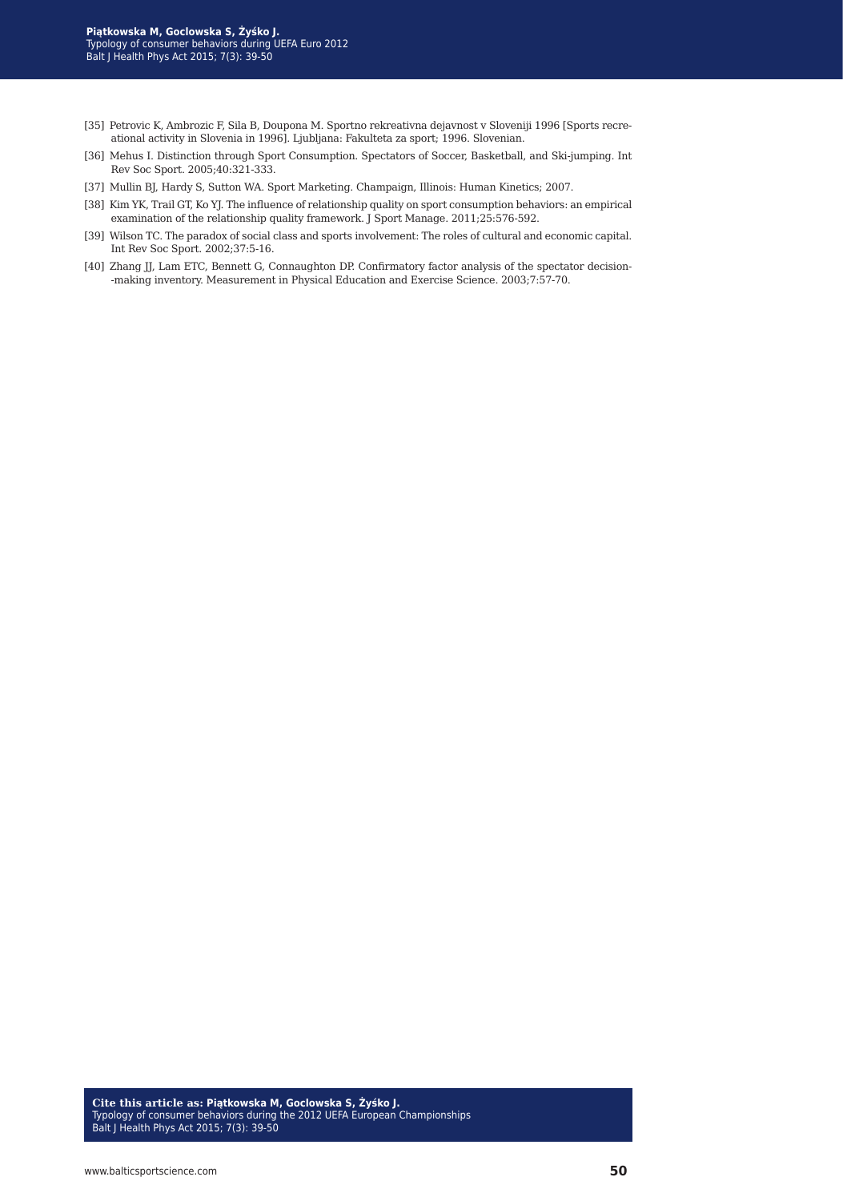[35] Petrovic K, Ambrozic F, Sila B, Doupona M. Sportno rekreativna dejavnost v Sloveniji 1996 [Sports recreational activity in Slovenia in 1996]. Ljubljana: Fakulteta za sport; 1996. Slovenian.

[36] Mehus I. Distinction through Sport Consumption. Spectators of Soccer, Basketball, and Ski-jumping. Int Rev Soc Sport. 2005;40:321-333.

[37] Mullin BJ, Hardy S, Sutton WA. Sport Marketing. Champaign, Illinois: Human Kinetics; 2007.

[38] Kim YK, Trail GT, Ko YJ. The influence of relationship quality on sport consumption behaviors: an empirical examination of the relationship quality framework. J Sport Manage. 2011;25:576-592.

[39] Wilson TC. The paradox of social class and sports involvement: The roles of cultural and economic capital. Int Rev Soc Sport. 2002;37:5-16.

[40] Zhang JJ, Lam ETC, Bennett G, Connaughton DP. Confirmatory factor analysis of the spectator decision-making inventory. Measurement in Physical Education and Exercise Science. 2003;7:57-70.

**Cite this article as: Piątkowska M, Goclowska S, Żyśko J.**
Typology of consumer behaviors during the 2012 UEFA European Championships
Balt J Health Phys Act 2015; 7(3): 39-50